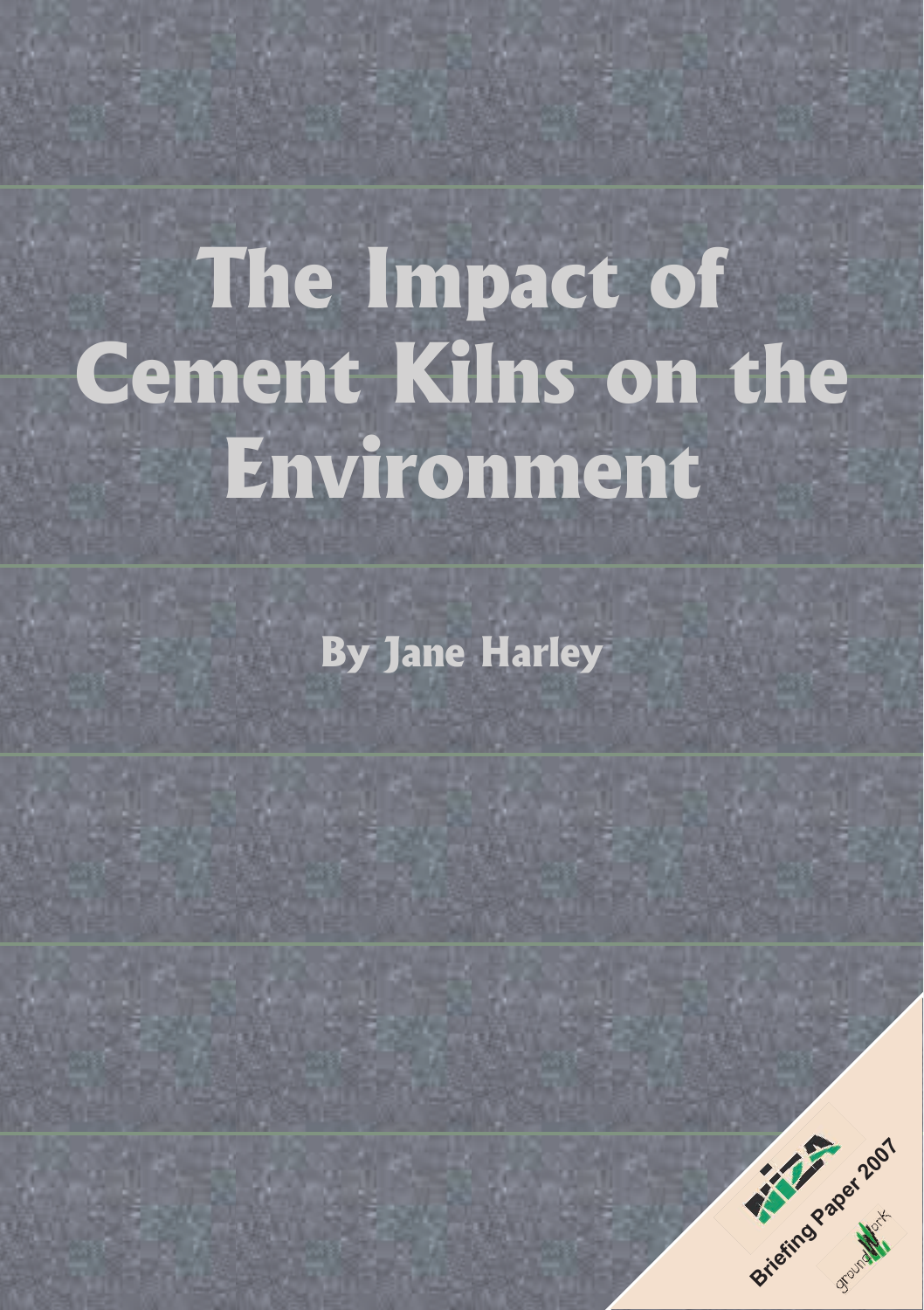# The Impact of Cement Kilns on the Environment

**By Jane Harley**

Briefing Paper 2007

groundWork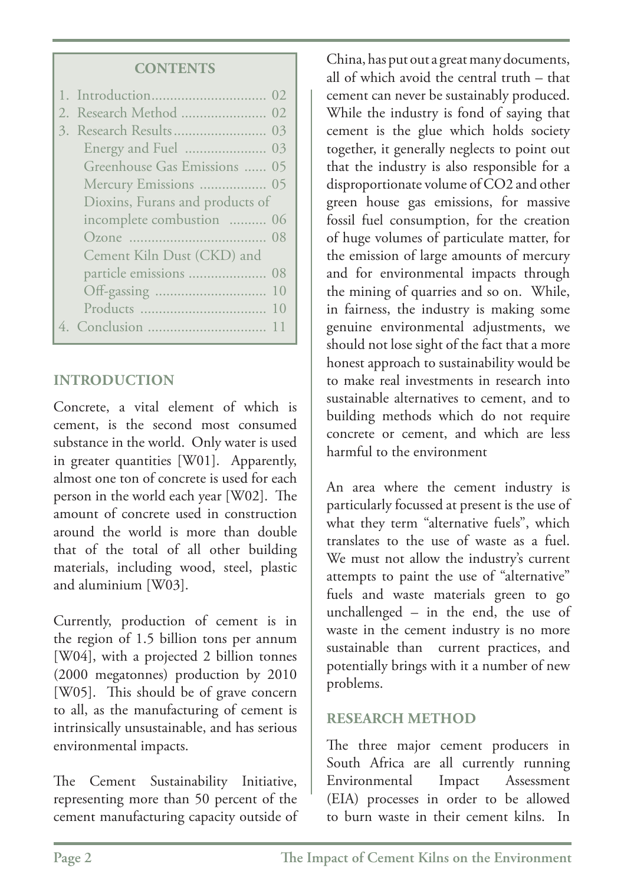## CONTENTS

1. Introduction.............................. 02
2. Research Method ...................... 02
3. Research Results........................ 03
   - Energy and Fuel ..................... 03
   - Greenhouse Gas Emissions ...... 05
   - Mercury Emissions ................. 05
   - Dioxins, Furans and products of incomplete combustion .......... 06
   - Ozone .................................... 08
   - Cement Kiln Dust (CKD) and particle emissions .................... 08
   - Off-gassing ............................. 10
   - Products ................................. 10
4. Conclusion ............................... 11

## INTRODUCTION

Concrete, a vital element of which is cement, is the second most consumed substance in the world. Only water is used in greater quantities [W01]. Apparently, almost one ton of concrete is used for each person in the world each year [W02]. The amount of concrete used in construction around the world is more than double that of the total of all other building materials, including wood, steel, plastic and aluminium [W03].

Currently, production of cement is in the region of 1.5 billion tons per annum [W04], with a projected 2 billion tonnes (2000 megatonnes) production by 2010 [W05]. This should be of grave concern to all, as the manufacturing of cement is intrinsically unsustainable, and has serious environmental impacts.

The Cement Sustainability Initiative, representing more than 50 percent of the cement manufacturing capacity outside of China, has put out a great many documents, all of which avoid the central truth – that cement can never be sustainably produced. While the industry is fond of saying that cement is the glue which holds society together, it generally neglects to point out that the industry is also responsible for a disproportionate volume of CO2 and other green house gas emissions, for massive fossil fuel consumption, for the creation of huge volumes of particulate matter, for the emission of large amounts of mercury and for environmental impacts through the mining of quarries and so on. While, in fairness, the industry is making some genuine environmental adjustments, we should not lose sight of the fact that a more honest approach to sustainability would be to make real investments in research into sustainable alternatives to cement, and to building methods which do not require concrete or cement, and which are less harmful to the environment

An area where the cement industry is particularly focussed at present is the use of what they term "alternative fuels", which translates to the use of waste as a fuel. We must not allow the industry's current attempts to paint the use of "alternative" fuels and waste materials green to go unchallenged – in the end, the use of waste in the cement industry is no more sustainable than current practices, and potentially brings with it a number of new problems.

## RESEARCH METHOD

The three major cement producers in South Africa are all currently running Environmental Impact Assessment (EIA) processes in order to be allowed to burn waste in their cement kilns. In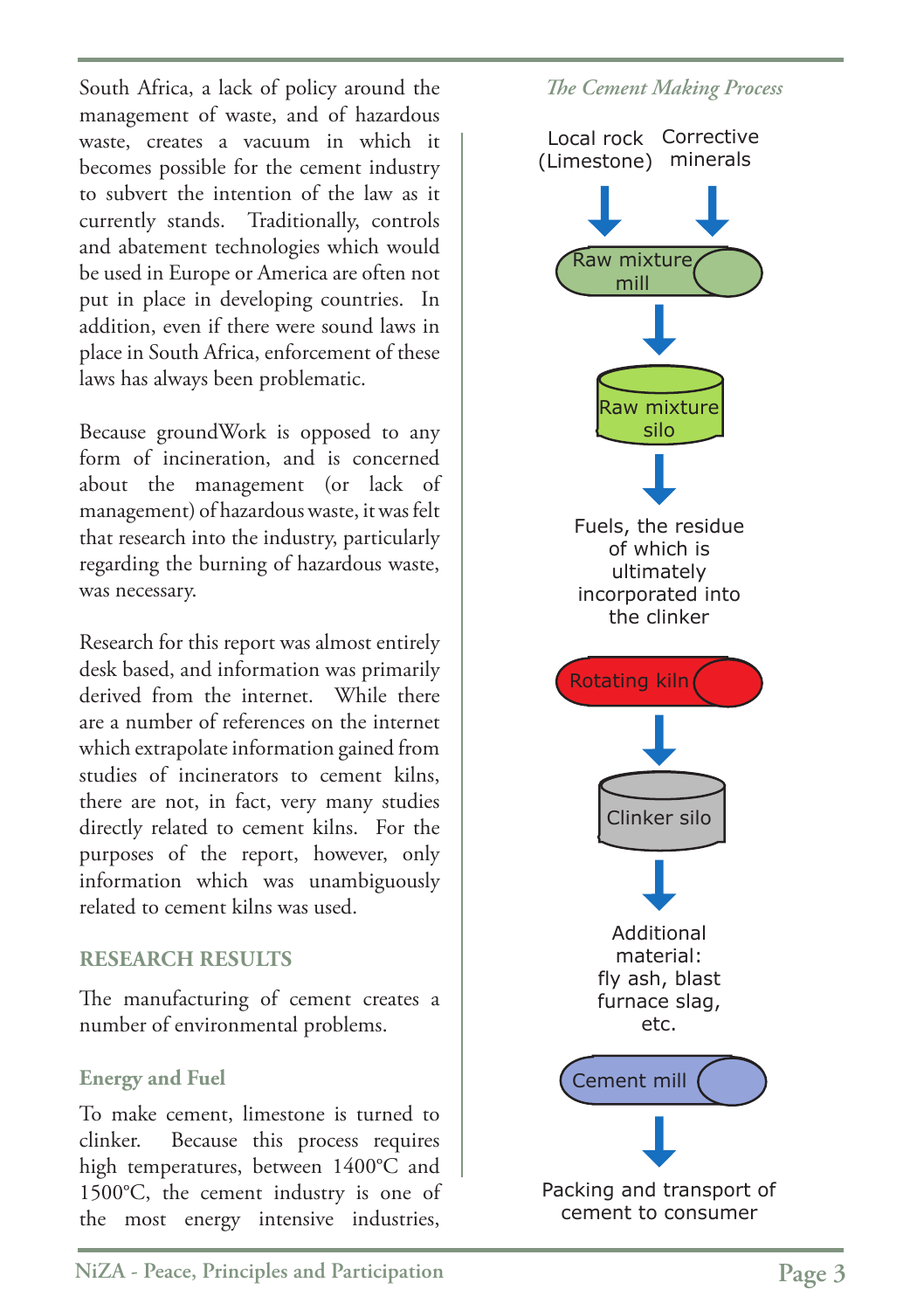South Africa, a lack of policy around the management of waste, and of hazardous waste, creates a vacuum in which it becomes possible for the cement industry to subvert the intention of the law as it currently stands. Traditionally, controls and abatement technologies which would be used in Europe or America are often not put in place in developing countries. In addition, even if there were sound laws in place in South Africa, enforcement of these laws has always been problematic.

Because groundWork is opposed to any form of incineration, and is concerned about the management (or lack of management) of hazardous waste, it was felt that research into the industry, particularly regarding the burning of hazardous waste, was necessary.

Research for this report was almost entirely desk based, and information was primarily derived from the internet. While there are a number of references on the internet which extrapolate information gained from studies of incinerators to cement kilns, there are not, in fact, very many studies directly related to cement kilns. For the purposes of the report, however, only information which was unambiguously related to cement kilns was used.

## RESEARCH RESULTS

The manufacturing of cement creates a number of environmental problems.

### Energy and Fuel

To make cement, limestone is turned to clinker. Because this process requires high temperatures, between 1400°C and 1500°C, the cement industry is one of the most energy intensive industries,

*The Cement Making Process*

Local rock (Limestone) → Corrective minerals → Raw mixture mill → Raw mixture silo → Fuels, the residue of which is ultimately incorporated into the clinker → Rotating kiln → Clinker silo → Additional material: fly ash, blast furnace slag, etc. → Cement mill → Packing and transport of cement to consumer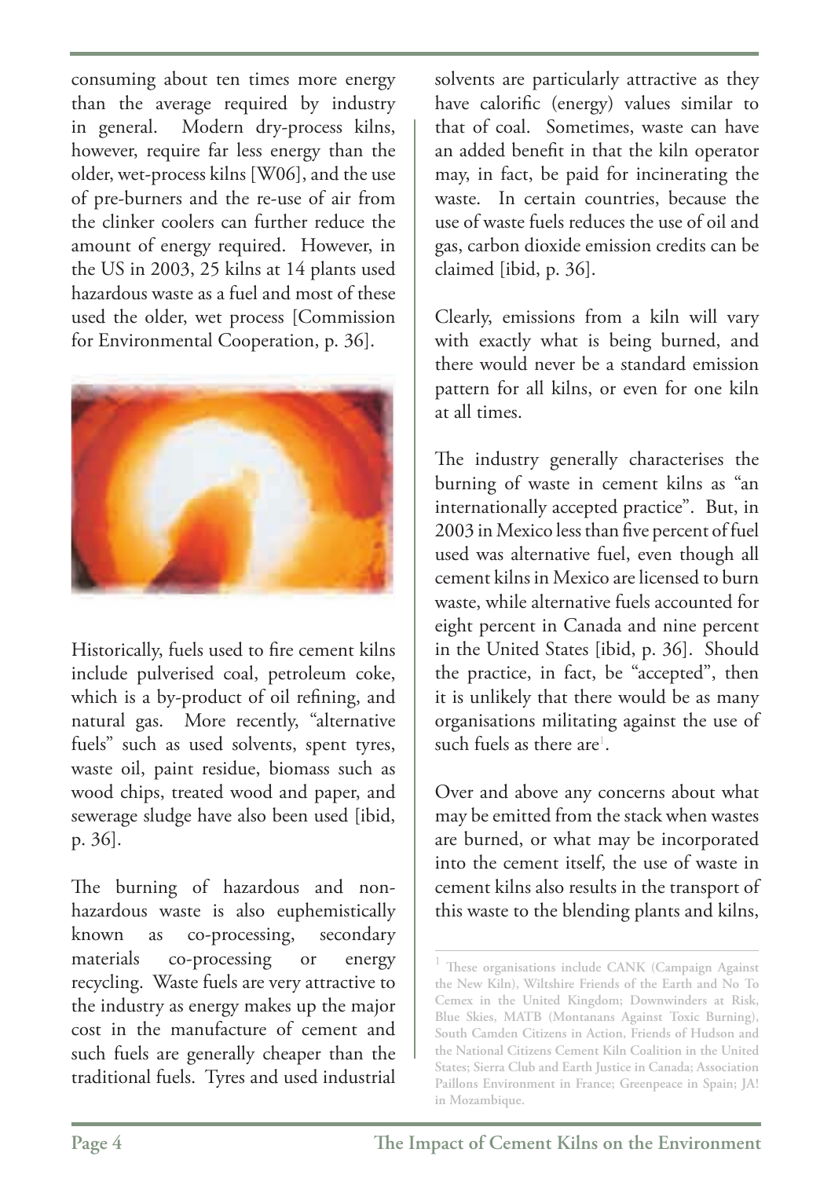consuming about ten times more energy than the average required by industry in general. Modern dry-process kilns, however, require far less energy than the older, wet-process kilns [W06], and the use of pre-burners and the re-use of air from the clinker coolers can further reduce the amount of energy required. However, in the US in 2003, 25 kilns at 14 plants used hazardous waste as a fuel and most of these used the older, wet process [Commission for Environmental Cooperation, p. 36].

Historically, fuels used to fire cement kilns include pulverised coal, petroleum coke, which is a by-product of oil refining, and natural gas. More recently, "alternative fuels" such as used solvents, spent tyres, waste oil, paint residue, biomass such as wood chips, treated wood and paper, and sewerage sludge have also been used [ibid, p. 36].

The burning of hazardous and non-hazardous waste is also euphemistically known as co-processing, secondary materials co-processing or energy recycling. Waste fuels are very attractive to the industry as energy makes up the major cost in the manufacture of cement and such fuels are generally cheaper than the traditional fuels. Tyres and used industrial solvents are particularly attractive as they have calorific (energy) values similar to that of coal. Sometimes, waste can have an added benefit in that the kiln operator may, in fact, be paid for incinerating the waste. In certain countries, because the use of waste fuels reduces the use of oil and gas, carbon dioxide emission credits can be claimed [ibid, p. 36].

Clearly, emissions from a kiln will vary with exactly what is being burned, and there would never be a standard emission pattern for all kilns, or even for one kiln at all times.

The industry generally characterises the burning of waste in cement kilns as "an internationally accepted practice". But, in 2003 in Mexico less than five percent of fuel used was alternative fuel, even though all cement kilns in Mexico are licensed to burn waste, while alternative fuels accounted for eight percent in Canada and nine percent in the United States [ibid, p. 36]. Should the practice, in fact, be "accepted", then it is unlikely that there would be as many organisations militating against the use of such fuels as there are[1].

Over and above any concerns about what may be emitted from the stack when wastes are burned, or what may be incorporated into the cement itself, the use of waste in cement kilns also results in the transport of this waste to the blending plants and kilns,

[1] These organisations include CANK (Campaign Against the New Kiln), Wiltshire Friends of the Earth and No To Cemex in the United Kingdom; Downwinders at Risk, Blue Skies, MATB (Montanans Against Toxic Burning), South Camden Citizens in Action, Friends of Hudson and the National Citizens Cement Kiln Coalition in the United States; Sierra Club and Earth Justice in Canada; Association Paillons Environment in France; Greenpeace in Spain; JA! in Mozambique.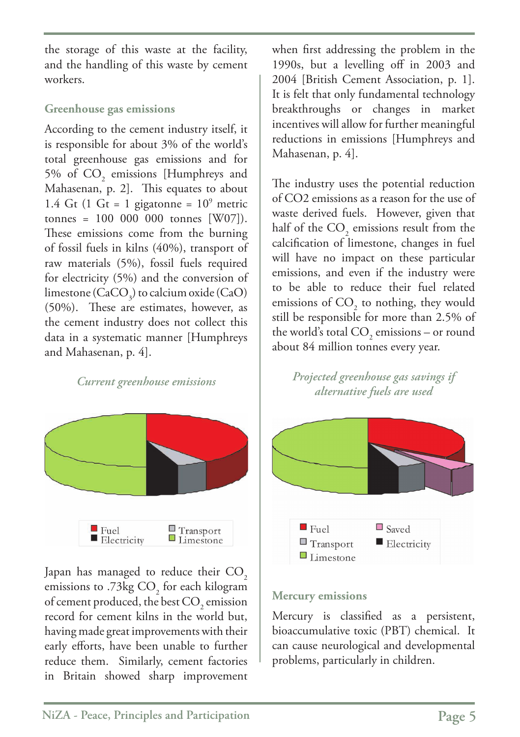the storage of this waste at the facility, and the handling of this waste by cement workers.

### Greenhouse gas emissions

According to the cement industry itself, it is responsible for about 3% of the world's total greenhouse gas emissions and for 5% of $CO_2$ emissions [Humphreys and Mahasenan, p. 2]. This equates to about 1.4 Gt (1 Gt = 1 gigatonne = $10^9$ metric tonnes = 100 000 000 tonnes [W07]). These emissions come from the burning of fossil fuels in kilns (40%), transport of raw materials (5%), fossil fuels required for electricity (5%) and the conversion of limestone ($CaCO_3$) to calcium oxide (CaO) (50%). These are estimates, however, as the cement industry does not collect this data in a systematic manner [Humphreys and Mahasenan, p. 4].

*Current greenhouse emissions*

Fuel, Transport, Electricity, Limestone

Japan has managed to reduce their $CO_2$ emissions to .73kg $CO_2$ for each kilogram of cement produced, the best $CO_2$ emission record for cement kilns in the world but, having made great improvements with their early efforts, have been unable to further reduce them. Similarly, cement factories in Britain showed sharp improvement when first addressing the problem in the 1990s, but a levelling off in 2003 and 2004 [British Cement Association, p. 1]. It is felt that only fundamental technology breakthroughs or changes in market incentives will allow for further meaningful reductions in emissions [Humphreys and Mahasenan, p. 4].

The industry uses the potential reduction of CO2 emissions as a reason for the use of waste derived fuels. However, given that half of the $CO_2$ emissions result from the calcification of limestone, changes in fuel will have no impact on these particular emissions, and even if the industry were to be able to reduce their fuel related emissions of $CO_2$ to nothing, they would still be responsible for more than 2.5% of the world's total $CO_2$ emissions – or round about 84 million tonnes every year.

*Projected greenhouse gas savings if alternative fuels are used*

Fuel, Saved, Transport, Electricity, Limestone

### Mercury emissions

Mercury is classified as a persistent, bioaccumulative toxic (PBT) chemical. It can cause neurological and developmental problems, particularly in children.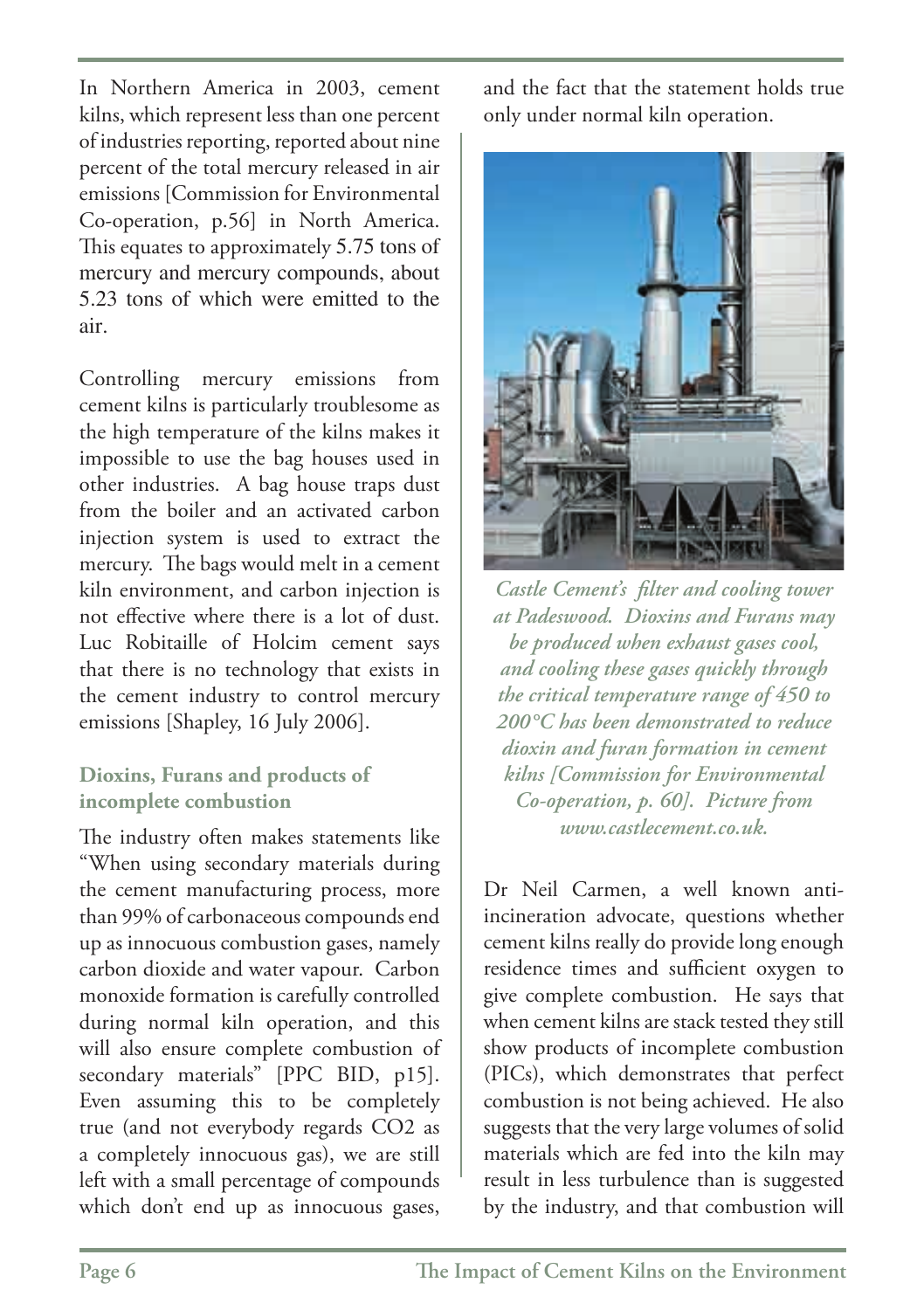In Northern America in 2003, cement kilns, which represent less than one percent of industries reporting, reported about nine percent of the total mercury released in air emissions [Commission for Environmental Co-operation, p.56] in North America. This equates to approximately 5.75 tons of mercury and mercury compounds, about 5.23 tons of which were emitted to the air.

Controlling mercury emissions from cement kilns is particularly troublesome as the high temperature of the kilns makes it impossible to use the bag houses used in other industries. A bag house traps dust from the boiler and an activated carbon injection system is used to extract the mercury. The bags would melt in a cement kiln environment, and carbon injection is not effective where there is a lot of dust. Luc Robitaille of Holcim cement says that there is no technology that exists in the cement industry to control mercury emissions [Shapley, 16 July 2006].

### Dioxins, Furans and products of incomplete combustion

The industry often makes statements like "When using secondary materials during the cement manufacturing process, more than 99% of carbonaceous compounds end up as innocuous combustion gases, namely carbon dioxide and water vapour. Carbon monoxide formation is carefully controlled during normal kiln operation, and this will also ensure complete combustion of secondary materials" [PPC BID, p15]. Even assuming this to be completely true (and not everybody regards $CO_2$ as a completely innocuous gas), we are still left with a small percentage of compounds which don't end up as innocuous gases, and the fact that the statement holds true only under normal kiln operation.

*Castle Cement's filter and cooling tower at Padeswood. Dioxins and Furans may be produced when exhaust gases cool, and cooling these gases quickly through the critical temperature range of 450 to 200°C has been demonstrated to reduce dioxin and furan formation in cement kilns [Commission for Environmental Co-operation, p. 60]. Picture from www.castlecement.co.uk.*

Dr Neil Carmen, a well known anti-incineration advocate, questions whether cement kilns really do provide long enough residence times and sufficient oxygen to give complete combustion. He says that when cement kilns are stack tested they still show products of incomplete combustion (PICs), which demonstrates that perfect combustion is not being achieved. He also suggests that the very large volumes of solid materials which are fed into the kiln may result in less turbulence than is suggested by the industry, and that combustion will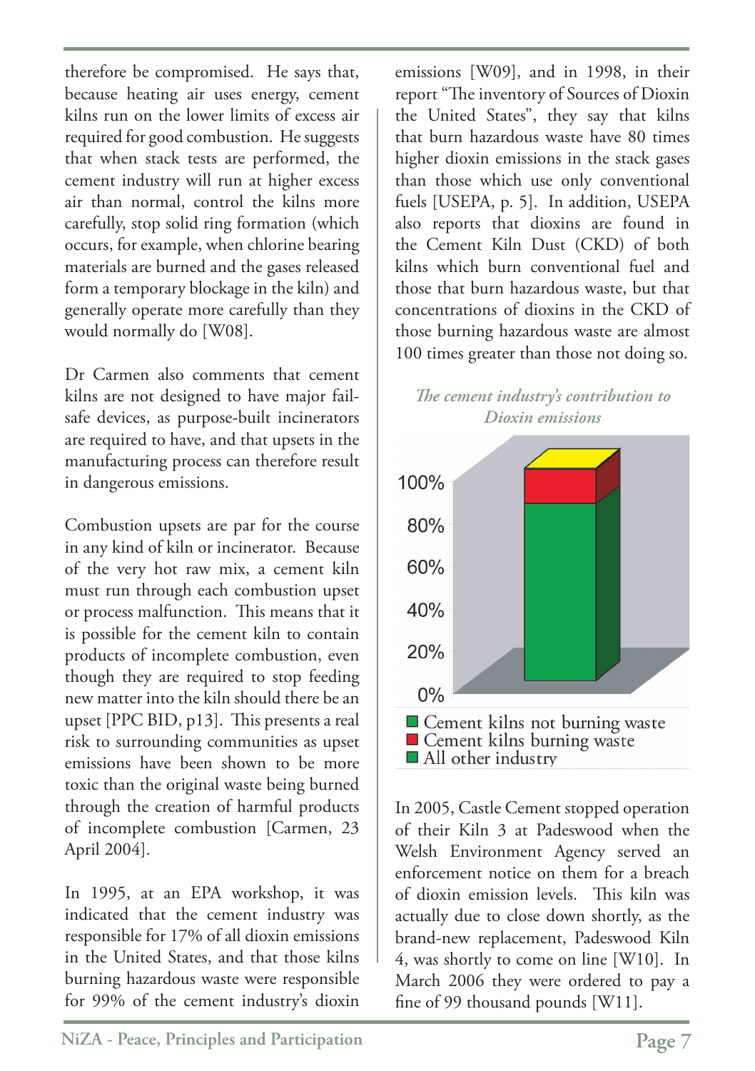therefore be compromised. He says that, because heating air uses energy, cement kilns run on the lower limits of excess air required for good combustion. He suggests that when stack tests are performed, the cement industry will run at higher excess air than normal, control the kilns more carefully, stop solid ring formation (which occurs, for example, when chlorine bearing materials are burned and the gases released form a temporary blockage in the kiln) and generally operate more carefully than they would normally do [W08].

Dr Carmen also comments that cement kilns are not designed to have major fail-safe devices, as purpose-built incinerators are required to have, and that upsets in the manufacturing process can therefore result in dangerous emissions.

Combustion upsets are par for the course in any kind of kiln or incinerator. Because of the very hot raw mix, a cement kiln must run through each combustion upset or process malfunction. This means that it is possible for the cement kiln to contain products of incomplete combustion, even though they are required to stop feeding new matter into the kiln should there be an upset [PPC BID, p13]. This presents a real risk to surrounding communities as upset emissions have been shown to be more toxic than the original waste being burned through the creation of harmful products of incomplete combustion [Carmen, 23 April 2004].

In 1995, at an EPA workshop, it was indicated that the cement industry was responsible for 17% of all dioxin emissions in the United States, and that those kilns burning hazardous waste were responsible for 99% of the cement industry's dioxin emissions [W09], and in 1998, in their report "The inventory of Sources of Dioxin the United States", they say that kilns that burn hazardous waste have 80 times higher dioxin emissions in the stack gases than those which use only conventional fuels [USEPA, p. 5]. In addition, USEPA also reports that dioxins are found in the Cement Kiln Dust (CKD) of both kilns which burn conventional fuel and those that burn hazardous waste, but that concentrations of dioxins in the CKD of those burning hazardous waste are almost 100 times greater than those not doing so.

*The cement industry's contribution to Dioxin emissions*

100%
80%
60%
40%
20%
0%

- Cement kilns not burning waste
- Cement kilns burning waste
- All other industry

In 2005, Castle Cement stopped operation of their Kiln 3 at Padeswood when the Welsh Environment Agency served an enforcement notice on them for a breach of dioxin emission levels. This kiln was actually due to close down shortly, as the brand-new replacement, Padeswood Kiln 4, was shortly to come on line [W10]. In March 2006 they were ordered to pay a fine of 99 thousand pounds [W11].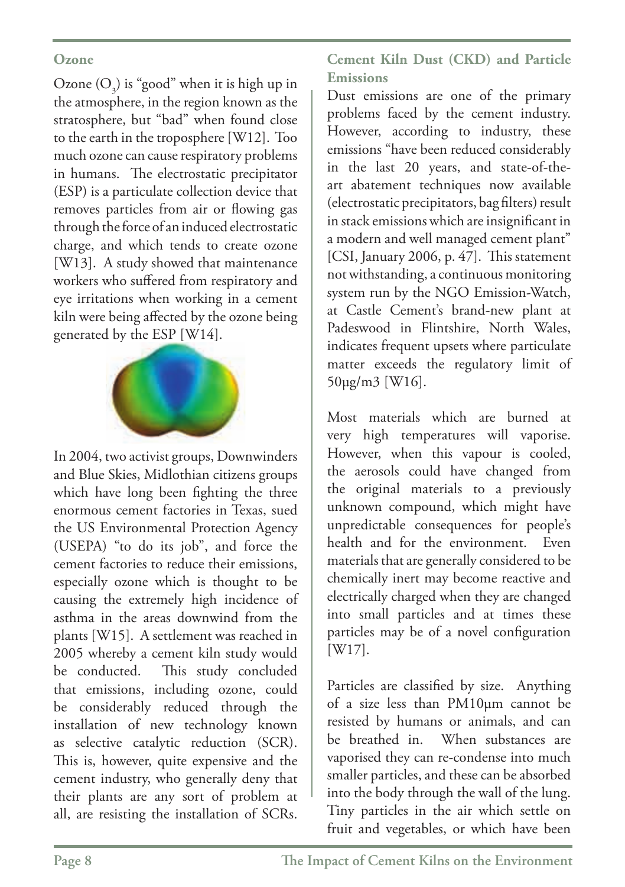## Ozone

Ozone ($O_3$) is "good" when it is high up in the atmosphere, in the region known as the stratosphere, but "bad" when found close to the earth in the troposphere [W12]. Too much ozone can cause respiratory problems in humans. The electrostatic precipitator (ESP) is a particulate collection device that removes particles from air or flowing gas through the force of an induced electrostatic charge, and which tends to create ozone [W13]. A study showed that maintenance workers who suffered from respiratory and eye irritations when working in a cement kiln were being affected by the ozone being generated by the ESP [W14].

In 2004, two activist groups, Downwinders and Blue Skies, Midlothian citizens groups which have long been fighting the three enormous cement factories in Texas, sued the US Environmental Protection Agency (USEPA) "to do its job", and force the cement factories to reduce their emissions, especially ozone which is thought to be causing the extremely high incidence of asthma in the areas downwind from the plants [W15]. A settlement was reached in 2005 whereby a cement kiln study would be conducted. This study concluded that emissions, including ozone, could be considerably reduced through the installation of new technology known as selective catalytic reduction (SCR). This is, however, quite expensive and the cement industry, who generally deny that their plants are any sort of problem at all, are resisting the installation of SCRs.

## Cement Kiln Dust (CKD) and Particle Emissions

Dust emissions are one of the primary problems faced by the cement industry. However, according to industry, these emissions "have been reduced considerably in the last 20 years, and state-of-the-art abatement techniques now available (electrostatic precipitators, bag filters) result in stack emissions which are insignificant in a modern and well managed cement plant" [CSI, January 2006, p. 47]. This statement notwithstanding, a continuous monitoring system run by the NGO Emission-Watch, at Castle Cement's brand-new plant at Padeswood in Flintshire, North Wales, indicates frequent upsets where particulate matter exceeds the regulatory limit of 50µg/m3 [W16].

Most materials which are burned at very high temperatures will vaporise. However, when this vapour is cooled, the aerosols could have changed from the original materials to a previously unknown compound, which might have unpredictable consequences for people's health and for the environment. Even materials that are generally considered to be chemically inert may become reactive and electrically charged when they are changed into small particles and at times these particles may be of a novel configuration [W17].

Particles are classified by size. Anything of a size less than PM10µm cannot be resisted by humans or animals, and can be breathed in. When substances are vaporised they can re-condense into much smaller particles, and these can be absorbed into the body through the wall of the lung. Tiny particles in the air which settle on fruit and vegetables, or which have been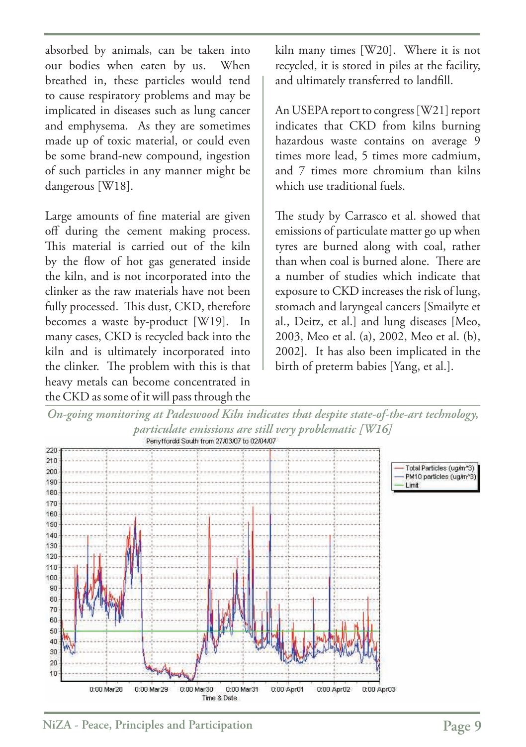absorbed by animals, can be taken into our bodies when eaten by us. When breathed in, these particles would tend to cause respiratory problems and may be implicated in diseases such as lung cancer and emphysema. As they are sometimes made up of toxic material, or could even be some brand-new compound, ingestion of such particles in any manner might be dangerous [W18].

Large amounts of fine material are given off during the cement making process. This material is carried out of the kiln by the flow of hot gas generated inside the kiln, and is not incorporated into the clinker as the raw materials have not been fully processed. This dust, CKD, therefore becomes a waste by-product [W19]. In many cases, CKD is recycled back into the kiln and is ultimately incorporated into the clinker. The problem with this is that heavy metals can become concentrated in the CKD as some of it will pass through the kiln many times [W20]. Where it is not recycled, it is stored in piles at the facility, and ultimately transferred to landfill.

An USEPA report to congress [W21] report indicates that CKD from kilns burning hazardous waste contains on average 9 times more lead, 5 times more cadmium, and 7 times more chromium than kilns which use traditional fuels.

The study by Carrasco et al. showed that emissions of particulate matter go up when tyres are burned along with coal, rather than when coal is burned alone. There are a number of studies which indicate that exposure to CKD increases the risk of lung, stomach and laryngeal cancers [Smailyte et al., Deitz, et al.] and lung diseases [Meo, 2003, Meo et al. (a), 2002, Meo et al. (b), 2002]. It has also been implicated in the birth of preterm babies [Yang, et al.].

*On-going monitoring at Padeswood Kiln indicates that despite state-of-the-art technology, particulate emissions are still very problematic [W16]*

Penyffordd South from 27/03/07 to 02/04/07

Legend: Total Particles (ug/m^3); PM10 particles (ug/m^3); Limit

Time & Date: 0:00 Mar28, 0:00 Mar29, 0:00 Mar30, 0:00 Mar31, 0:00 Apr01, 0:00 Apr02, 0:00 Apr03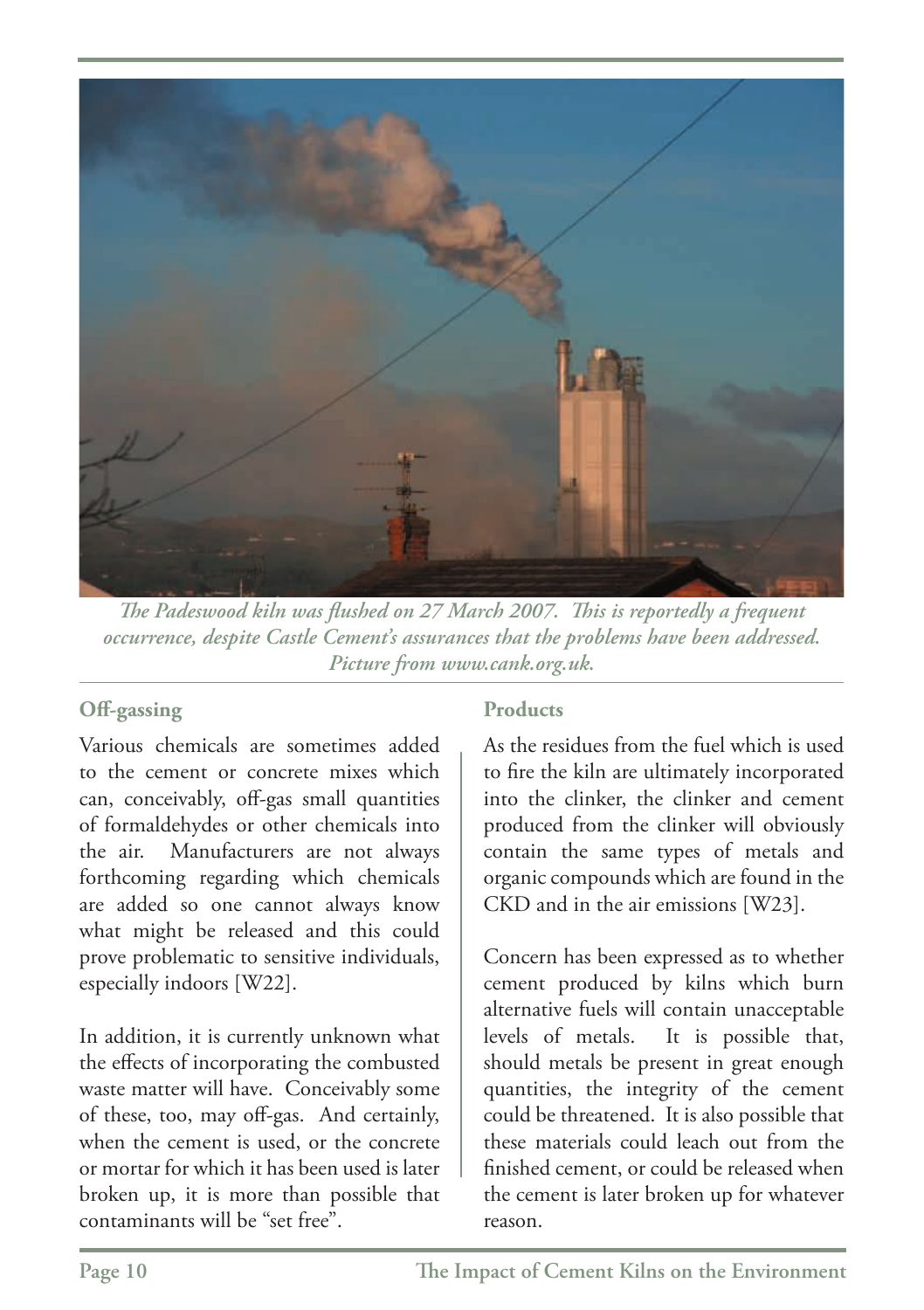*The Padeswood kiln was flushed on 27 March 2007. This is reportedly a frequent occurrence, despite Castle Cement's assurances that the problems have been addressed. Picture from www.cank.org.uk.*

### Off-gassing

Various chemicals are sometimes added to the cement or concrete mixes which can, conceivably, off-gas small quantities of formaldehydes or other chemicals into the air. Manufacturers are not always forthcoming regarding which chemicals are added so one cannot always know what might be released and this could prove problematic to sensitive individuals, especially indoors [W22].

In addition, it is currently unknown what the effects of incorporating the combusted waste matter will have. Conceivably some of these, too, may off-gas. And certainly, when the cement is used, or the concrete or mortar for which it has been used is later broken up, it is more than possible that contaminants will be "set free".

### Products

As the residues from the fuel which is used to fire the kiln are ultimately incorporated into the clinker, the clinker and cement produced from the clinker will obviously contain the same types of metals and organic compounds which are found in the CKD and in the air emissions [W23].

Concern has been expressed as to whether cement produced by kilns which burn alternative fuels will contain unacceptable levels of metals. It is possible that, should metals be present in great enough quantities, the integrity of the cement could be threatened. It is also possible that these materials could leach out from the finished cement, or could be released when the cement is later broken up for whatever reason.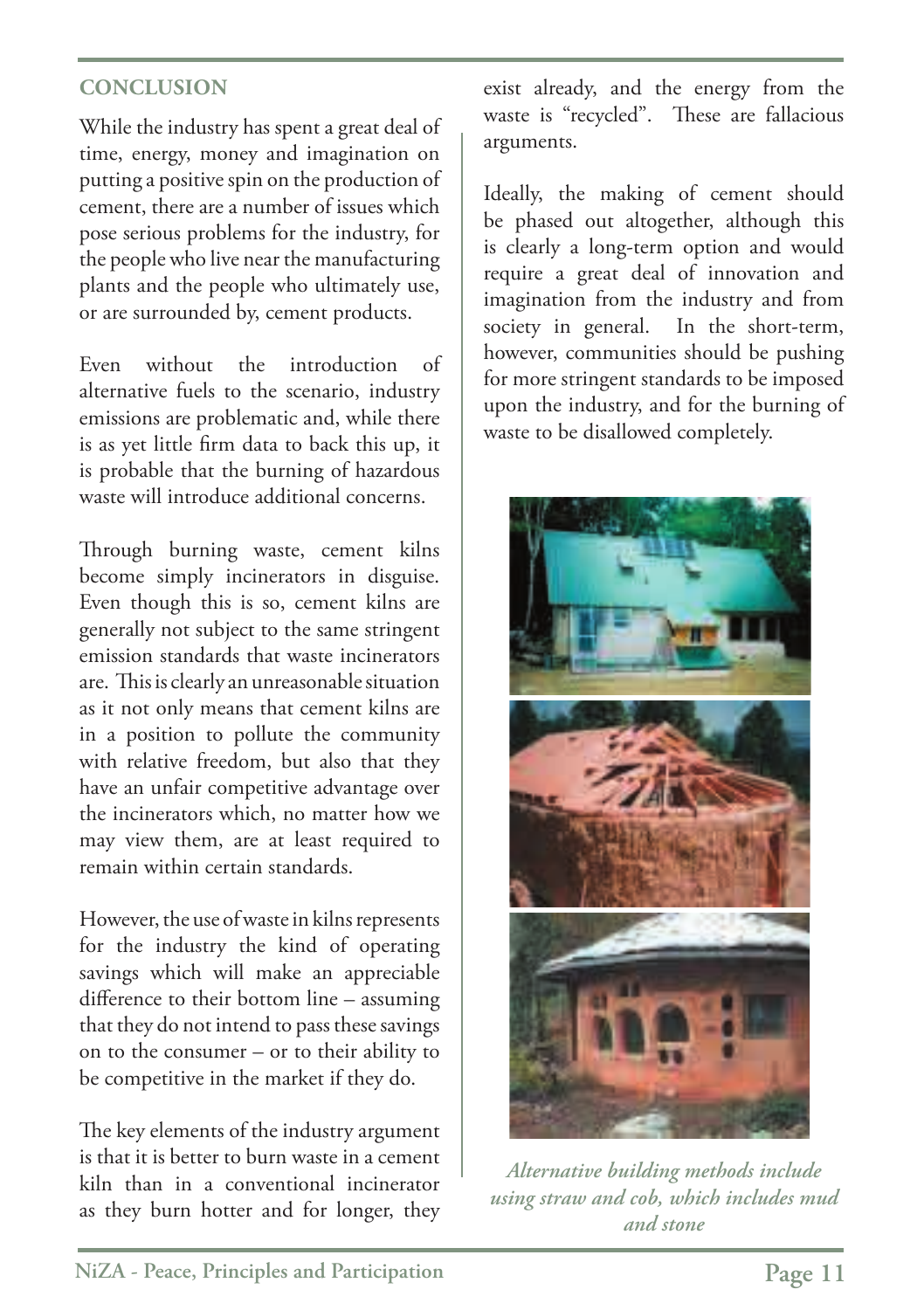## CONCLUSION

While the industry has spent a great deal of time, energy, money and imagination on putting a positive spin on the production of cement, there are a number of issues which pose serious problems for the industry, for the people who live near the manufacturing plants and the people who ultimately use, or are surrounded by, cement products.

Even without the introduction of alternative fuels to the scenario, industry emissions are problematic and, while there is as yet little firm data to back this up, it is probable that the burning of hazardous waste will introduce additional concerns.

Through burning waste, cement kilns become simply incinerators in disguise. Even though this is so, cement kilns are generally not subject to the same stringent emission standards that waste incinerators are. This is clearly an unreasonable situation as it not only means that cement kilns are in a position to pollute the community with relative freedom, but also that they have an unfair competitive advantage over the incinerators which, no matter how we may view them, are at least required to remain within certain standards.

However, the use of waste in kilns represents for the industry the kind of operating savings which will make an appreciable difference to their bottom line – assuming that they do not intend to pass these savings on to the consumer – or to their ability to be competitive in the market if they do.

The key elements of the industry argument is that it is better to burn waste in a cement kiln than in a conventional incinerator as they burn hotter and for longer, they exist already, and the energy from the waste is "recycled". These are fallacious arguments.

Ideally, the making of cement should be phased out altogether, although this is clearly a long-term option and would require a great deal of innovation and imagination from the industry and from society in general. In the short-term, however, communities should be pushing for more stringent standards to be imposed upon the industry, and for the burning of waste to be disallowed completely.

*Alternative building methods include using straw and cob, which includes mud and stone*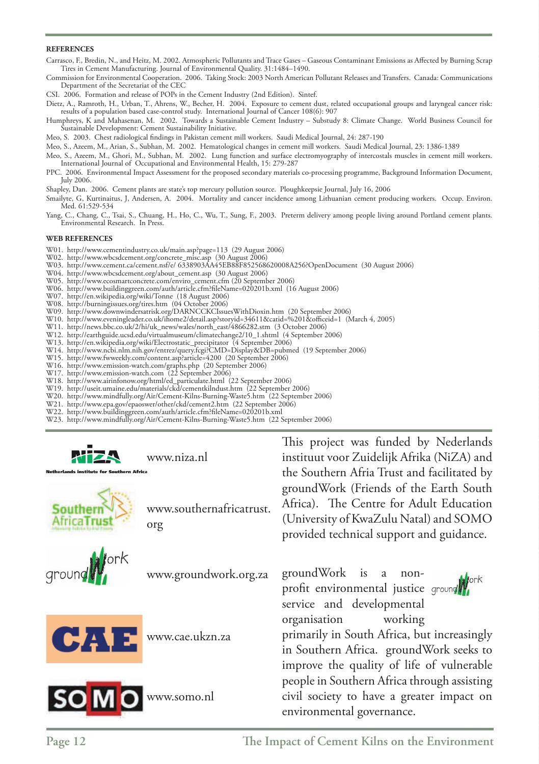## REFERENCES

Carrasco, F., Bredin, N., and Heitz, M. 2002. Atmospheric Pollutants and Trace Gases – Gaseous Contaminant Emissions as Affected by Burning Scrap Tires in Cement Manufacturing. Journal of Environmental Quality. 31:1484–1490.

Commission for Environmental Cooperation. 2006. Taking Stock: 2003 North American Pollutant Releases and Transfers. Canada: Communications Department of the Secretariat of the CEC

CSI. 2006. Formation and release of POPs in the Cement Industry (2nd Edition). Sintef.

Dietz, A., Ramroth, H., Urban, T., Ahrens, W., Becher, H. 2004. Exposure to cement dust, related occupational groups and laryngeal cancer risk: results of a population based case-control study. International Journal of Cancer 108(6): 907

Humphreys, K and Mahasenan, M. 2002. Towards a Sustainable Cement Industry – Substudy 8: Climate Change. World Business Council for Sustainable Development: Cement Sustainability Initiative.

Meo, S. 2003. Chest radiological findings in Pakistan cement mill workers. Saudi Medical Journal, 24: 287-190

Meo, S., Azeem, M., Arian, S., Subhan, M. 2002. Hematological changes in cement mill workers. Saudi Medical Journal, 23: 1386-1389

Meo, S., Azeem, M., Ghori, M., Subhan, M. 2002. Lung function and surface electromyography of intercostals muscles in cement mill workers. International Journal of Occupational and Environmental Health, 15: 279-287

PPC. 2006. Environmental Impact Assessment for the proposed secondary materials co-processing programme, Background Information Document, July 2006.

Shapley, Dan. 2006. Cement plants are state's top mercury pollution source. Ploughkeepsie Journal, July 16, 2006

Smailyte, G, Kurtinaitus, J, Andersen, A. 2004. Mortality and cancer incidence among Lithuanian cement producing workers. Occup. Environ. Med. 61:529-534

Yang, C., Chang, C., Tsai, S., Chuang, H., Ho, C., Wu, T., Sung, F., 2003. Preterm delivery among people living around Portland cement plants. Environmental Research. In Press.

## WEB REFERENCES

W01. http://www.cementindustry.co.uk/main.asp?page=113 (29 August 2006)
W02. http://www.wbcsdcement.org/concrete_misc.asp (30 August 2006)
W03. http://www.cement.ca/cement.nsf/e/ 6338903AA45EB88F852568620008A256?OpenDocument (30 August 2006)
W04. http://www.wbcsdcement.org/about_cement.asp (30 August 2006)
W05. http://www.ecosmartconcrete.com/enviro_cement.cfm (20 September 2006)
W06. http://www.buildinggreen.com/auth/article.cfm?fileName=020201b.xml (16 August 2006)
W07. http://en.wikipedia.org/wiki/Tonne (18 August 2006)
W08. http://burningissues.org/tires.htm (04 October 2006)
W09. http://www.downwindersatrisk.org/DARNCCKCIssuesWithDioxin.htm (20 September 2006)
W10. http://www.eveningleader.co.uk/ihome2/detail.asp?storyid=34611&catid=%201&officeid=1 (March 4, 2005)
W11. http://news.bbc.co.uk/2/hi/uk_news/wales/north_east/4866282.stm (3 October 2006)
W12. http://earthguide.ucsd.edu/virtualmuseum/climatechange2/10_1.shtml (4 September 2006)
W13. http://en.wikipedia.org/wiki/Electrostatic_precipitator (4 September 2006)
W14. http://www.ncbi.nlm.nih.gov/entrez/query.fcgi?CMD=Display&DB=pubmed (19 September 2006)
W15. http://www.fwweekly.com/content.asp?article=4200 (20 September 2006)
W16. http://www.emission-watch.com/graphs.php (20 September 2006)
W17. http://www.emission-watch.com (22 September 2006)
W18. http://www.airinfonow.org/html/ed_particulate.html (22 September 2006)
W19. http://useit.umaine.edu/materials/ckd/cementkilndust.htm (22 September 2006)
W20. http://www.mindfully.org/Air/Cement-Kilns-Burning-Waste5.htm (22 September 2006)
W21. http://www.epa.gov/epaoswer/other/ckd/cement2.htm (22 September 2006)
W22. http://www.buildinggreen.com/auth/article.cfm?fileName=020201b.xml
W23. http://www.mindfully.org/Air/Cement-Kilns-Burning-Waste5.htm (22 September 2006)

NiZA – Netherlands institute for Southern Africa – www.niza.nl

Southern Africa Trust – www.southernafricatrust.org

groundWork – www.groundwork.org.za

CAE – www.cae.ukzn.za

SOMO – www.somo.nl

This project was funded by Nederlands instituut voor Zuidelijk Afrika (NiZA) and the Southern Afria Trust and facilitated by groundWork (Friends of the Earth South Africa). The Centre for Adult Education (University of KwaZulu Natal) and SOMO provided technical support and guidance.

groundWork is a non-profit environmental justice service and developmental organisation working primarily in South Africa, but increasingly in Southern Africa. groundWork seeks to improve the quality of life of vulnerable people in Southern Africa through assisting civil society to have a greater impact on environmental governance.